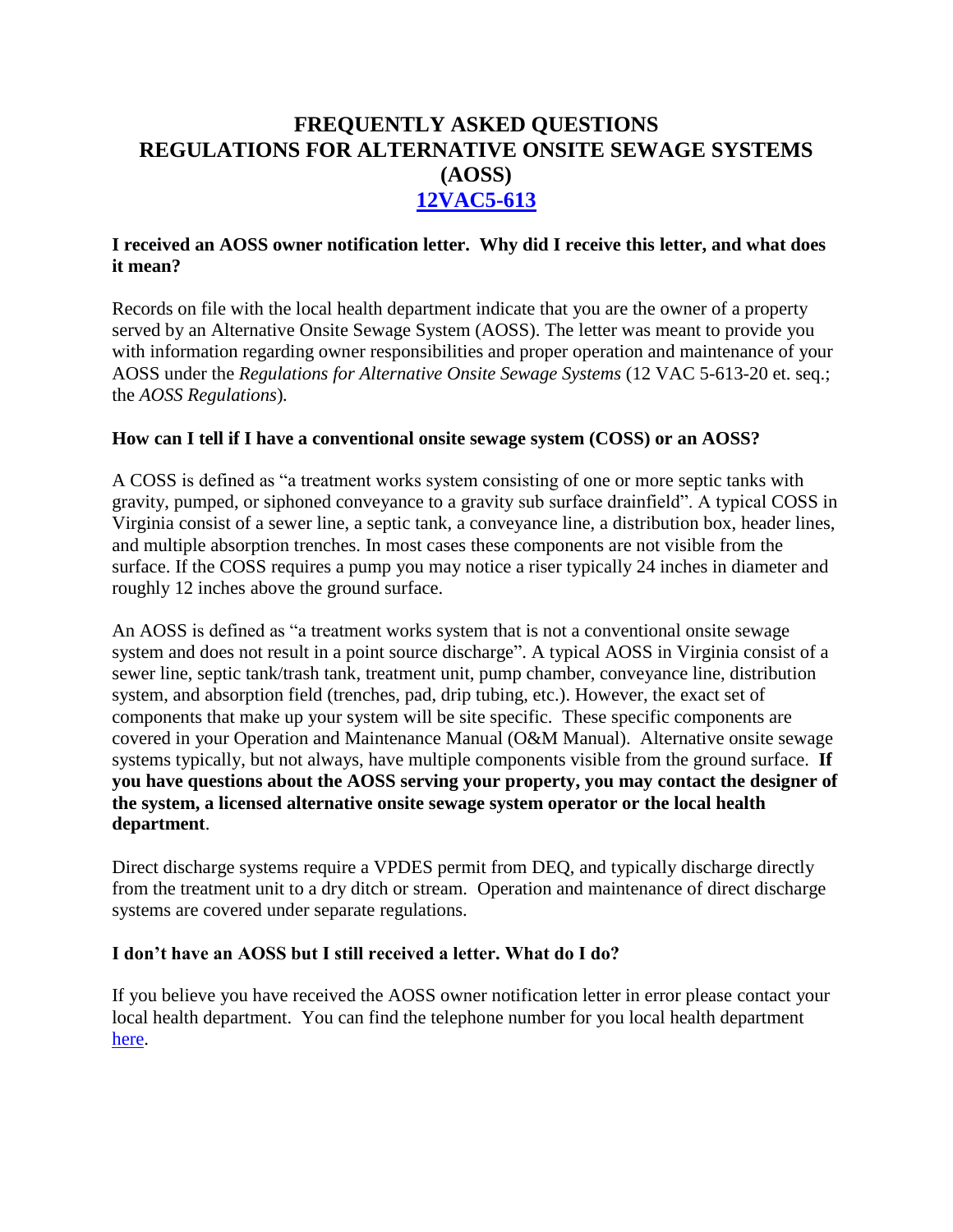# FREQUENTLY ASKED QUESTIONS
# REGULATIONS FOR ALTERNATIVE ONSITE SEWAGE SYSTEMS (AOSS)
# [12VAC5-613]

### I received an AOSS owner notification letter. Why did I receive this letter, and what does it mean?

Records on file with the local health department indicate that you are the owner of a property served by an Alternative Onsite Sewage System (AOSS). The letter was meant to provide you with information regarding owner responsibilities and proper operation and maintenance of your AOSS under the *Regulations for Alternative Onsite Sewage Systems* (12 VAC 5-613-20 et. seq.; the *AOSS Regulations*).

### How can I tell if I have a conventional onsite sewage system (COSS) or an AOSS?

A COSS is defined as "a treatment works system consisting of one or more septic tanks with gravity, pumped, or siphoned conveyance to a gravity sub surface drainfield". A typical COSS in Virginia consist of a sewer line, a septic tank, a conveyance line, a distribution box, header lines, and multiple absorption trenches. In most cases these components are not visible from the surface. If the COSS requires a pump you may notice a riser typically 24 inches in diameter and roughly 12 inches above the ground surface.

An AOSS is defined as "a treatment works system that is not a conventional onsite sewage system and does not result in a point source discharge". A typical AOSS in Virginia consist of a sewer line, septic tank/trash tank, treatment unit, pump chamber, conveyance line, distribution system, and absorption field (trenches, pad, drip tubing, etc.). However, the exact set of components that make up your system will be site specific. These specific components are covered in your Operation and Maintenance Manual (O&M Manual). Alternative onsite sewage systems typically, but not always, have multiple components visible from the ground surface. **If you have questions about the AOSS serving your property, you may contact the designer of the system, a licensed alternative onsite sewage system operator or the local health department**.

Direct discharge systems require a VPDES permit from DEQ, and typically discharge directly from the treatment unit to a dry ditch or stream. Operation and maintenance of direct discharge systems are covered under separate regulations.

### I don't have an AOSS but I still received a letter. What do I do?

If you believe you have received the AOSS owner notification letter in error please contact your local health department. You can find the telephone number for you local health department [here].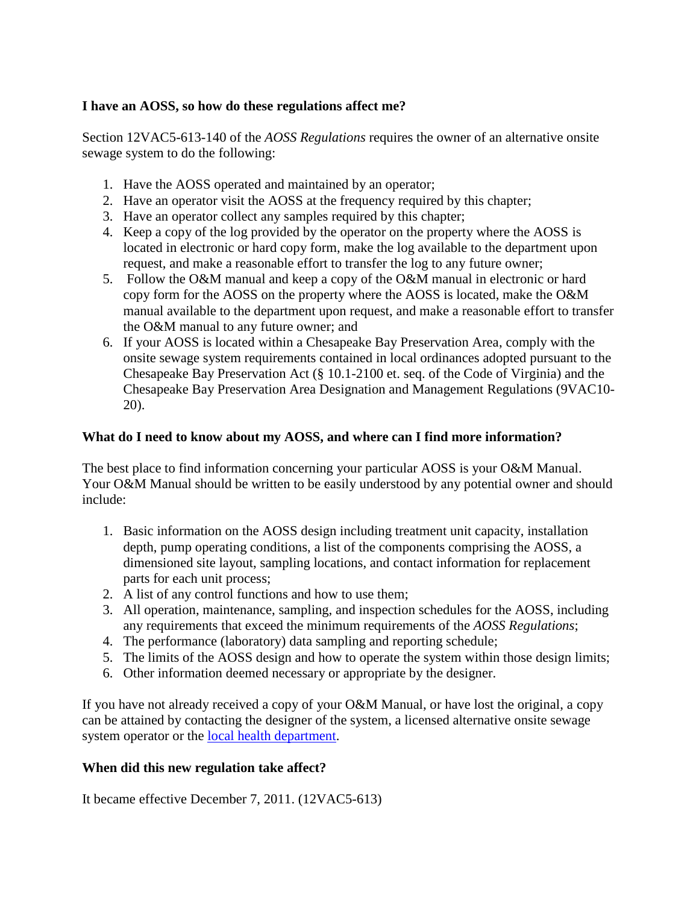**I have an AOSS, so how do these regulations affect me?**

Section 12VAC5-613-140 of the *AOSS Regulations* requires the owner of an alternative onsite sewage system to do the following:

1. Have the AOSS operated and maintained by an operator;
2. Have an operator visit the AOSS at the frequency required by this chapter;
3. Have an operator collect any samples required by this chapter;
4. Keep a copy of the log provided by the operator on the property where the AOSS is located in electronic or hard copy form, make the log available to the department upon request, and make a reasonable effort to transfer the log to any future owner;
5. Follow the O&M manual and keep a copy of the O&M manual in electronic or hard copy form for the AOSS on the property where the AOSS is located, make the O&M manual available to the department upon request, and make a reasonable effort to transfer the O&M manual to any future owner; and
6. If your AOSS is located within a Chesapeake Bay Preservation Area, comply with the onsite sewage system requirements contained in local ordinances adopted pursuant to the Chesapeake Bay Preservation Act (§ 10.1-2100 et. seq. of the Code of Virginia) and the Chesapeake Bay Preservation Area Designation and Management Regulations (9VAC10-20).

**What do I need to know about my AOSS, and where can I find more information?**

The best place to find information concerning your particular AOSS is your O&M Manual. Your O&M Manual should be written to be easily understood by any potential owner and should include:

1. Basic information on the AOSS design including treatment unit capacity, installation depth, pump operating conditions, a list of the components comprising the AOSS, a dimensioned site layout, sampling locations, and contact information for replacement parts for each unit process;
2. A list of any control functions and how to use them;
3. All operation, maintenance, sampling, and inspection schedules for the AOSS, including any requirements that exceed the minimum requirements of the *AOSS Regulations*;
4. The performance (laboratory) data sampling and reporting schedule;
5. The limits of the AOSS design and how to operate the system within those design limits;
6. Other information deemed necessary or appropriate by the designer.

If you have not already received a copy of your O&M Manual, or have lost the original, a copy can be attained by contacting the designer of the system, a licensed alternative onsite sewage system operator or the local health department.

**When did this new regulation take affect?**

It became effective December 7, 2011. (12VAC5-613)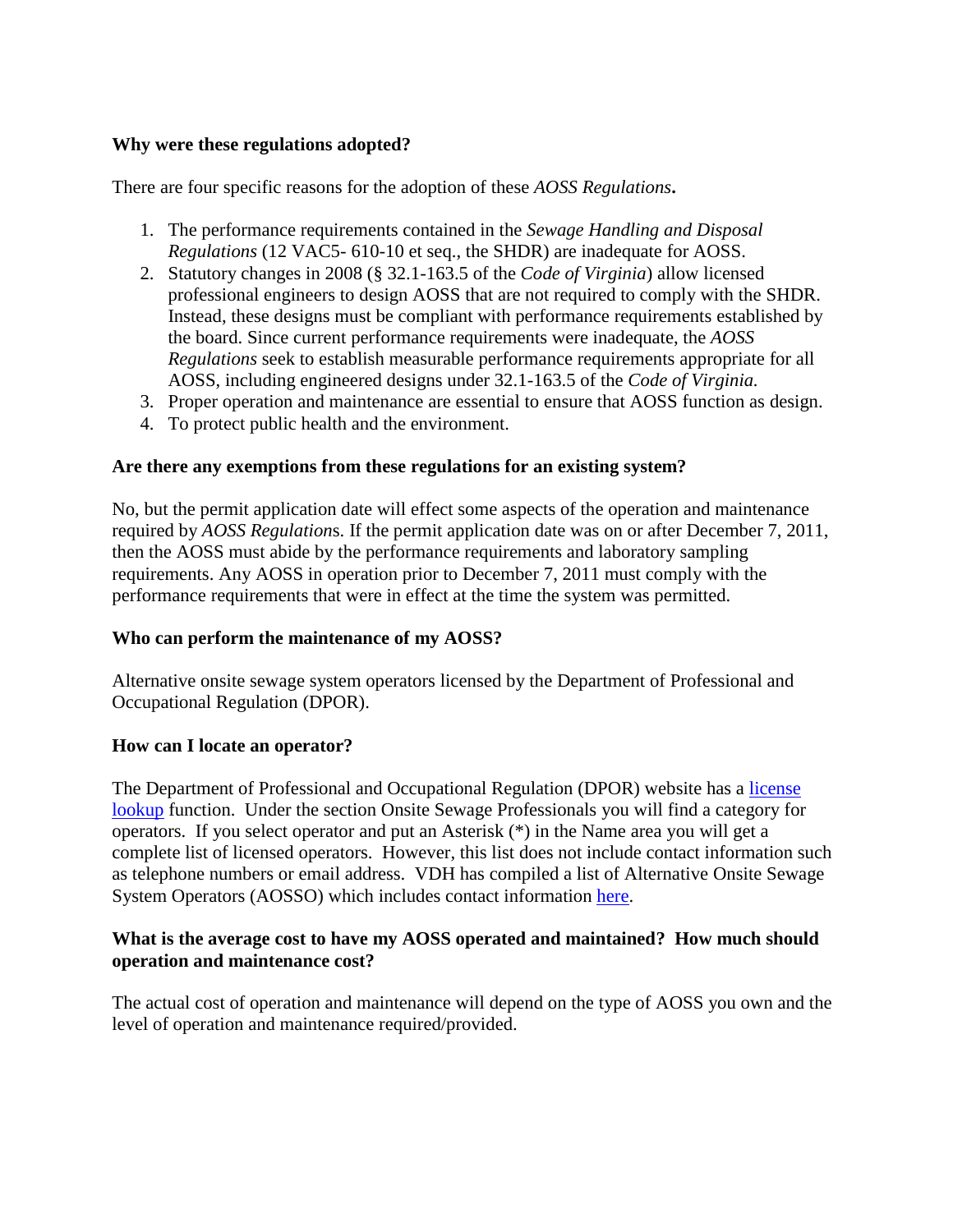**Why were these regulations adopted?**

There are four specific reasons for the adoption of these *AOSS Regulations***.**

1. The performance requirements contained in the *Sewage Handling and Disposal Regulations* (12 VAC5- 610-10 et seq., the SHDR) are inadequate for AOSS.
2. Statutory changes in 2008 (§ 32.1-163.5 of the *Code of Virginia*) allow licensed professional engineers to design AOSS that are not required to comply with the SHDR. Instead, these designs must be compliant with performance requirements established by the board. Since current performance requirements were inadequate, the *AOSS Regulations* seek to establish measurable performance requirements appropriate for all AOSS, including engineered designs under 32.1-163.5 of the *Code of Virginia.*
3. Proper operation and maintenance are essential to ensure that AOSS function as design.
4. To protect public health and the environment.

**Are there any exemptions from these regulations for an existing system?**

No, but the permit application date will effect some aspects of the operation and maintenance required by *AOSS Regulation*s. If the permit application date was on or after December 7, 2011, then the AOSS must abide by the performance requirements and laboratory sampling requirements. Any AOSS in operation prior to December 7, 2011 must comply with the performance requirements that were in effect at the time the system was permitted.

**Who can perform the maintenance of my AOSS?**

Alternative onsite sewage system operators licensed by the Department of Professional and Occupational Regulation (DPOR).

**How can I locate an operator?**

The Department of Professional and Occupational Regulation (DPOR) website has a license lookup function. Under the section Onsite Sewage Professionals you will find a category for operators. If you select operator and put an Asterisk (*) in the Name area you will get a complete list of licensed operators. However, this list does not include contact information such as telephone numbers or email address. VDH has compiled a list of Alternative Onsite Sewage System Operators (AOSSO) which includes contact information here.

**What is the average cost to have my AOSS operated and maintained? How much should operation and maintenance cost?**

The actual cost of operation and maintenance will depend on the type of AOSS you own and the level of operation and maintenance required/provided.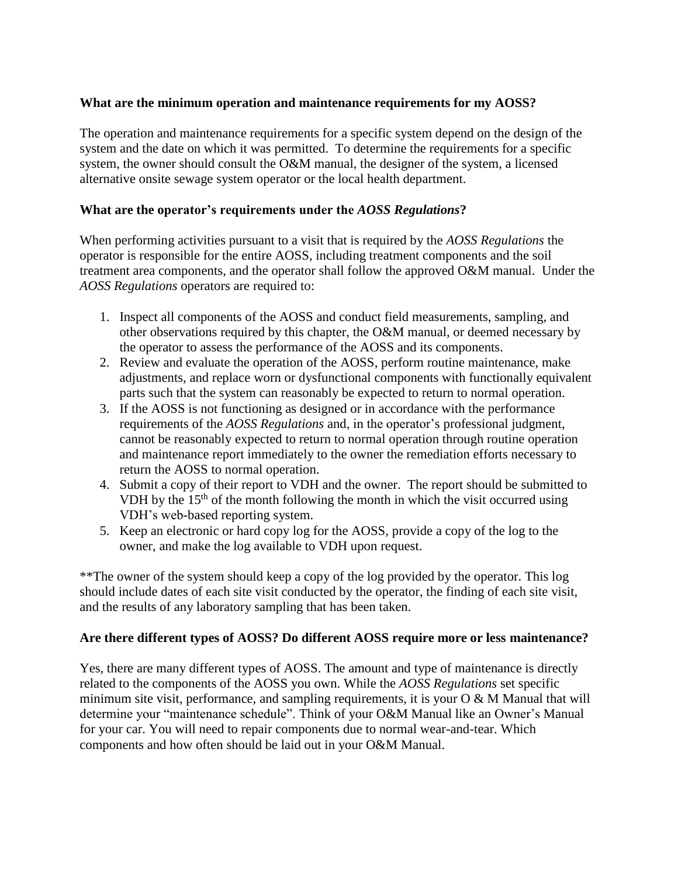**What are the minimum operation and maintenance requirements for my AOSS?**

The operation and maintenance requirements for a specific system depend on the design of the system and the date on which it was permitted. To determine the requirements for a specific system, the owner should consult the O&M manual, the designer of the system, a licensed alternative onsite sewage system operator or the local health department.

**What are the operator's requirements under the *AOSS Regulations*?**

When performing activities pursuant to a visit that is required by the *AOSS Regulations* the operator is responsible for the entire AOSS, including treatment components and the soil treatment area components, and the operator shall follow the approved O&M manual. Under the *AOSS Regulations* operators are required to:

1. Inspect all components of the AOSS and conduct field measurements, sampling, and other observations required by this chapter, the O&M manual, or deemed necessary by the operator to assess the performance of the AOSS and its components.
2. Review and evaluate the operation of the AOSS, perform routine maintenance, make adjustments, and replace worn or dysfunctional components with functionally equivalent parts such that the system can reasonably be expected to return to normal operation.
3. If the AOSS is not functioning as designed or in accordance with the performance requirements of the *AOSS Regulations* and, in the operator's professional judgment, cannot be reasonably expected to return to normal operation through routine operation and maintenance report immediately to the owner the remediation efforts necessary to return the AOSS to normal operation.
4. Submit a copy of their report to VDH and the owner. The report should be submitted to VDH by the 15th of the month following the month in which the visit occurred using VDH's web-based reporting system.
5. Keep an electronic or hard copy log for the AOSS, provide a copy of the log to the owner, and make the log available to VDH upon request.

**The owner of the system should keep a copy of the log provided by the operator. This log should include dates of each site visit conducted by the operator, the finding of each site visit, and the results of any laboratory sampling that has been taken.

**Are there different types of AOSS? Do different AOSS require more or less maintenance?**

Yes, there are many different types of AOSS. The amount and type of maintenance is directly related to the components of the AOSS you own. While the *AOSS Regulations* set specific minimum site visit, performance, and sampling requirements, it is your O & M Manual that will determine your "maintenance schedule". Think of your O&M Manual like an Owner's Manual for your car. You will need to repair components due to normal wear-and-tear. Which components and how often should be laid out in your O&M Manual.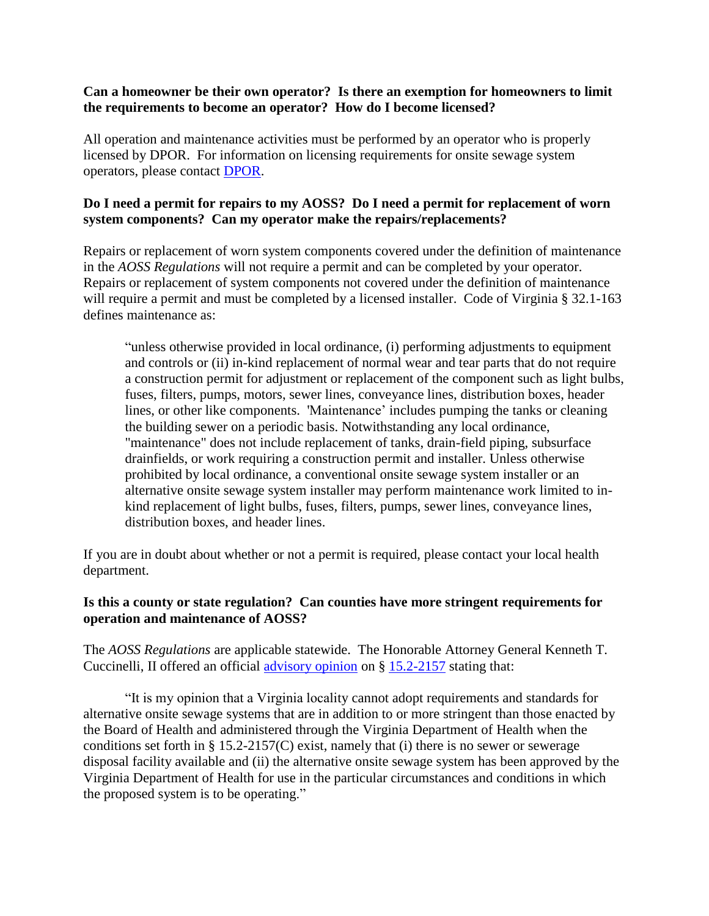**Can a homeowner be their own operator? Is there an exemption for homeowners to limit the requirements to become an operator? How do I become licensed?**

All operation and maintenance activities must be performed by an operator who is properly licensed by DPOR. For information on licensing requirements for onsite sewage system operators, please contact DPOR.

**Do I need a permit for repairs to my AOSS? Do I need a permit for replacement of worn system components? Can my operator make the repairs/replacements?**

Repairs or replacement of worn system components covered under the definition of maintenance in the *AOSS Regulations* will not require a permit and can be completed by your operator. Repairs or replacement of system components not covered under the definition of maintenance will require a permit and must be completed by a licensed installer. Code of Virginia § 32.1-163 defines maintenance as:

> "unless otherwise provided in local ordinance, (i) performing adjustments to equipment and controls or (ii) in-kind replacement of normal wear and tear parts that do not require a construction permit for adjustment or replacement of the component such as light bulbs, fuses, filters, pumps, motors, sewer lines, conveyance lines, distribution boxes, header lines, or other like components. 'Maintenance' includes pumping the tanks or cleaning the building sewer on a periodic basis. Notwithstanding any local ordinance, "maintenance" does not include replacement of tanks, drain-field piping, subsurface drainfields, or work requiring a construction permit and installer. Unless otherwise prohibited by local ordinance, a conventional onsite sewage system installer or an alternative onsite sewage system installer may perform maintenance work limited to in-kind replacement of light bulbs, fuses, filters, pumps, sewer lines, conveyance lines, distribution boxes, and header lines.

If you are in doubt about whether or not a permit is required, please contact your local health department.

**Is this a county or state regulation? Can counties have more stringent requirements for operation and maintenance of AOSS?**

The *AOSS Regulations* are applicable statewide. The Honorable Attorney General Kenneth T. Cuccinelli, II offered an official advisory opinion on § 15.2-2157 stating that:

> "It is my opinion that a Virginia locality cannot adopt requirements and standards for alternative onsite sewage systems that are in addition to or more stringent than those enacted by the Board of Health and administered through the Virginia Department of Health when the conditions set forth in § 15.2-2157(C) exist, namely that (i) there is no sewer or sewerage disposal facility available and (ii) the alternative onsite sewage system has been approved by the Virginia Department of Health for use in the particular circumstances and conditions in which the proposed system is to be operating."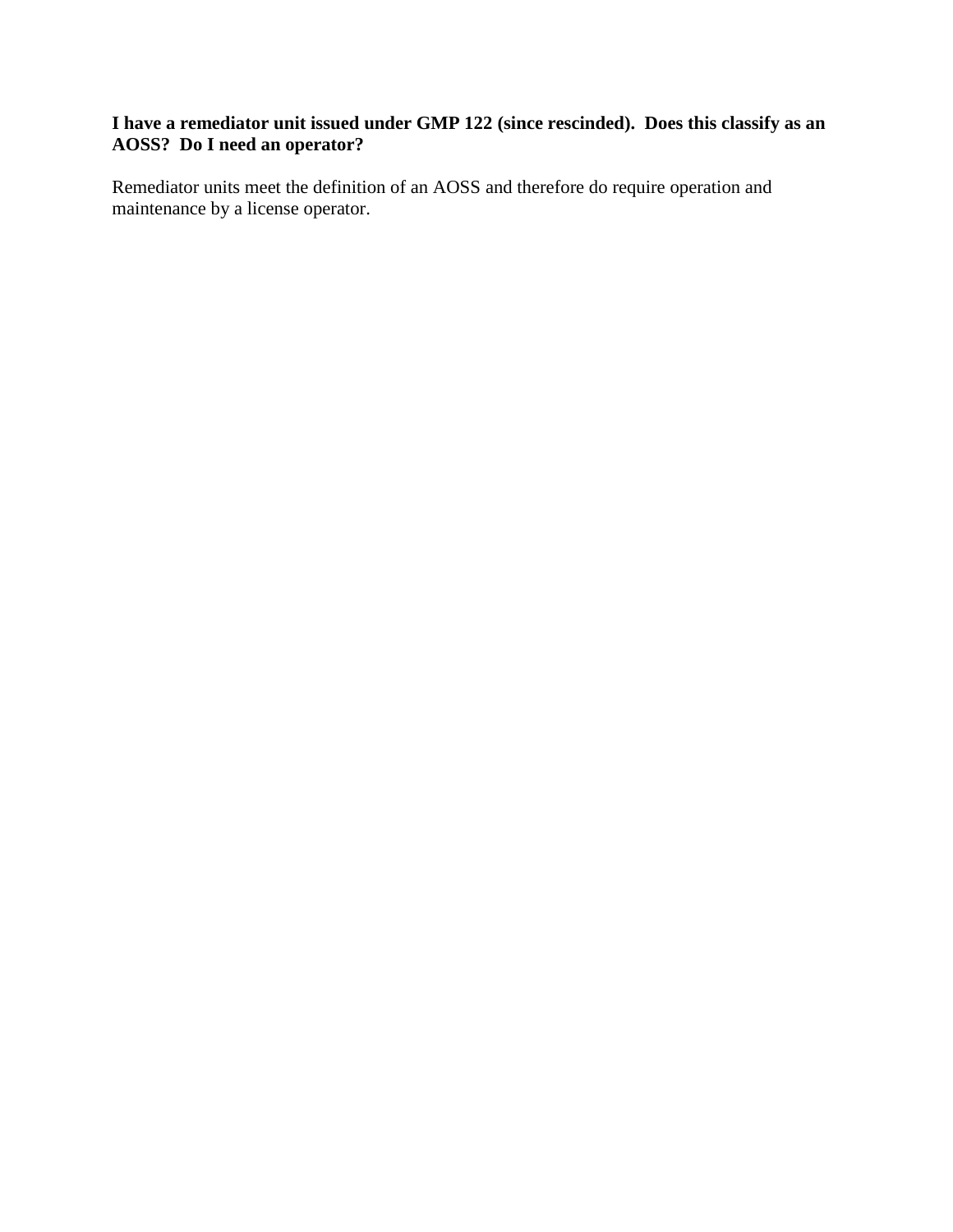**I have a remediator unit issued under GMP 122 (since rescinded). Does this classify as an AOSS? Do I need an operator?**

Remediator units meet the definition of an AOSS and therefore do require operation and maintenance by a license operator.